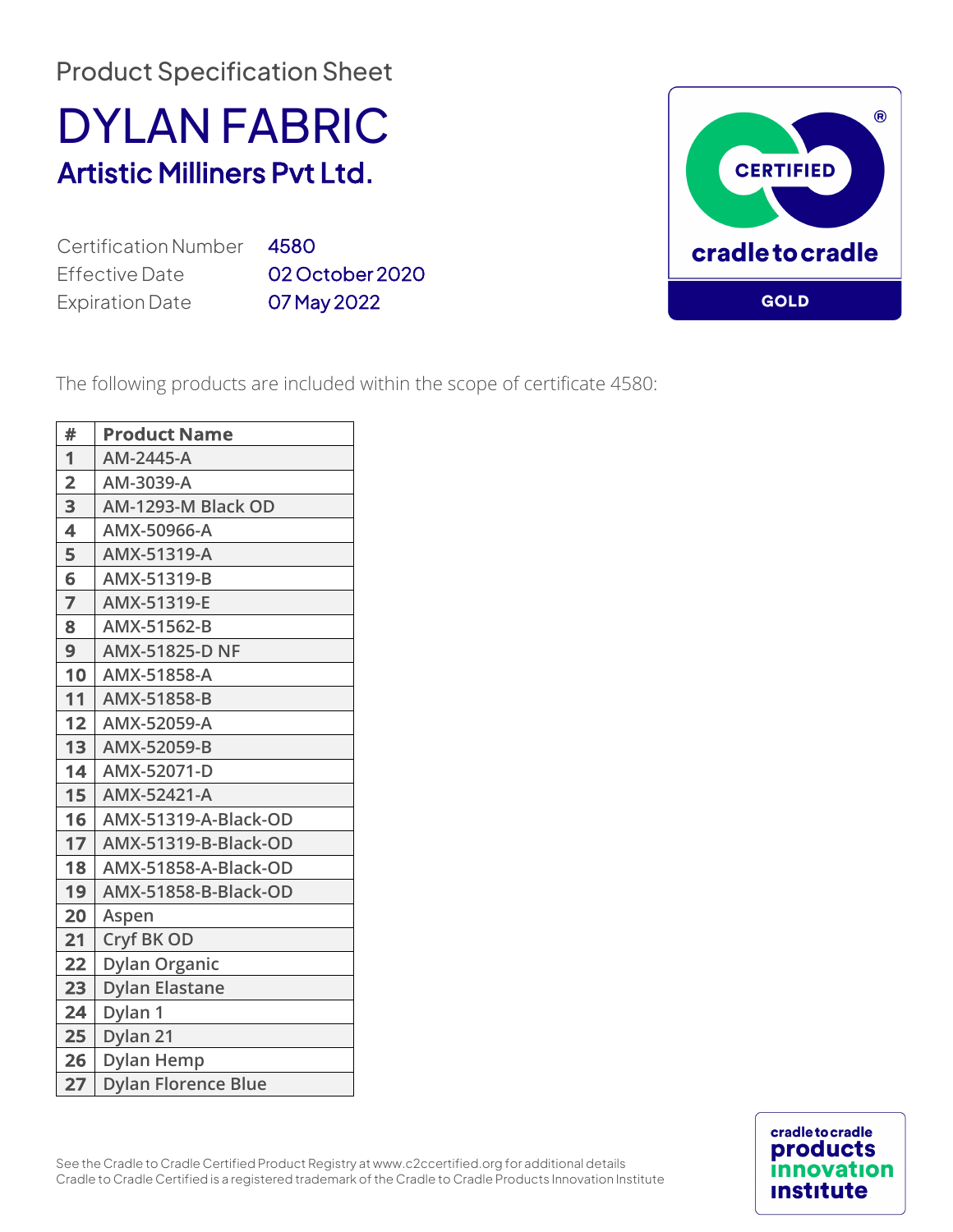Product Specification Sheet

# DYLAN FABRIC

## Artistic Milliners Pvt Ltd.

| | |
|---|---|
| Certification Number | 4580 |
| Effective Date | 02 October 2020 |
| Expiration Date | 07 May 2022 |

CERTIFIED cradle to cradle GOLD

The following products are included within the scope of certificate 4580:

| # | Product Name |
|---|---|
| 1 | AM-2445-A |
| 2 | AM-3039-A |
| 3 | AM-1293-M Black OD |
| 4 | AMX-50966-A |
| 5 | AMX-51319-A |
| 6 | AMX-51319-B |
| 7 | AMX-51319-E |
| 8 | AMX-51562-B |
| 9 | AMX-51825-D NF |
| 10 | AMX-51858-A |
| 11 | AMX-51858-B |
| 12 | AMX-52059-A |
| 13 | AMX-52059-B |
| 14 | AMX-52071-D |
| 15 | AMX-52421-A |
| 16 | AMX-51319-A-Black-OD |
| 17 | AMX-51319-B-Black-OD |
| 18 | AMX-51858-A-Black-OD |
| 19 | AMX-51858-B-Black-OD |
| 20 | Aspen |
| 21 | Cryf BK OD |
| 22 | Dylan Organic |
| 23 | Dylan Elastane |
| 24 | Dylan 1 |
| 25 | Dylan 21 |
| 26 | Dylan Hemp |
| 27 | Dylan Florence Blue |

See the Cradle to Cradle Certified Product Registry at www.c2ccertified.org for additional details
Cradle to Cradle Certified is a registered trademark of the Cradle to Cradle Products Innovation Institute

cradle to cradle products innovation institute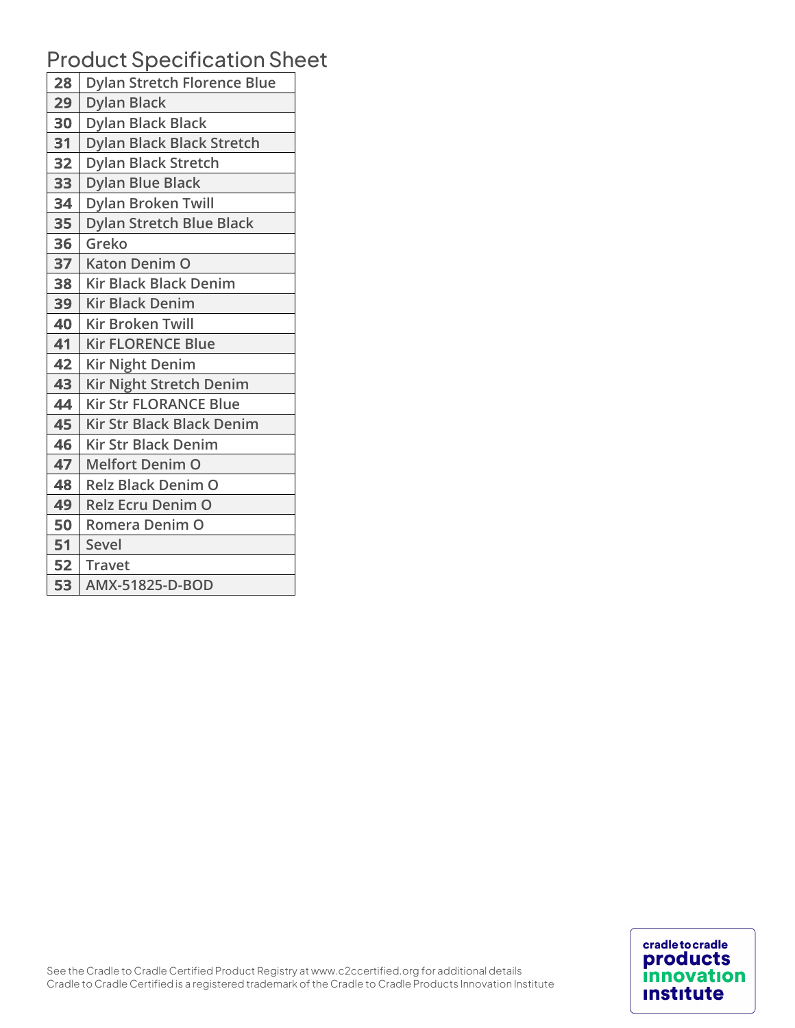# Product Specification Sheet

| | |
|---|---|
| 28 | Dylan Stretch Florence Blue |
| 29 | Dylan Black |
| 30 | Dylan Black Black |
| 31 | Dylan Black Black Stretch |
| 32 | Dylan Black Stretch |
| 33 | Dylan Blue Black |
| 34 | Dylan Broken Twill |
| 35 | Dylan Stretch Blue Black |
| 36 | Greko |
| 37 | Katon Denim O |
| 38 | Kir Black Black Denim |
| 39 | Kir Black Denim |
| 40 | Kir Broken Twill |
| 41 | Kir FLORENCE Blue |
| 42 | Kir Night Denim |
| 43 | Kir Night Stretch Denim |
| 44 | Kir Str FLORANCE Blue |
| 45 | Kir Str Black Black Denim |
| 46 | Kir Str Black Denim |
| 47 | Melfort Denim O |
| 48 | Relz Black Denim O |
| 49 | Relz Ecru Denim O |
| 50 | Romera Denim O |
| 51 | Sevel |
| 52 | Travet |
| 53 | AMX-51825-D-BOD |

See the Cradle to Cradle Certified Product Registry at www.c2ccertified.org for additional details
Cradle to Cradle Certified is a registered trademark of the Cradle to Cradle Products Innovation Institute

cradle to cradle products innovation institute